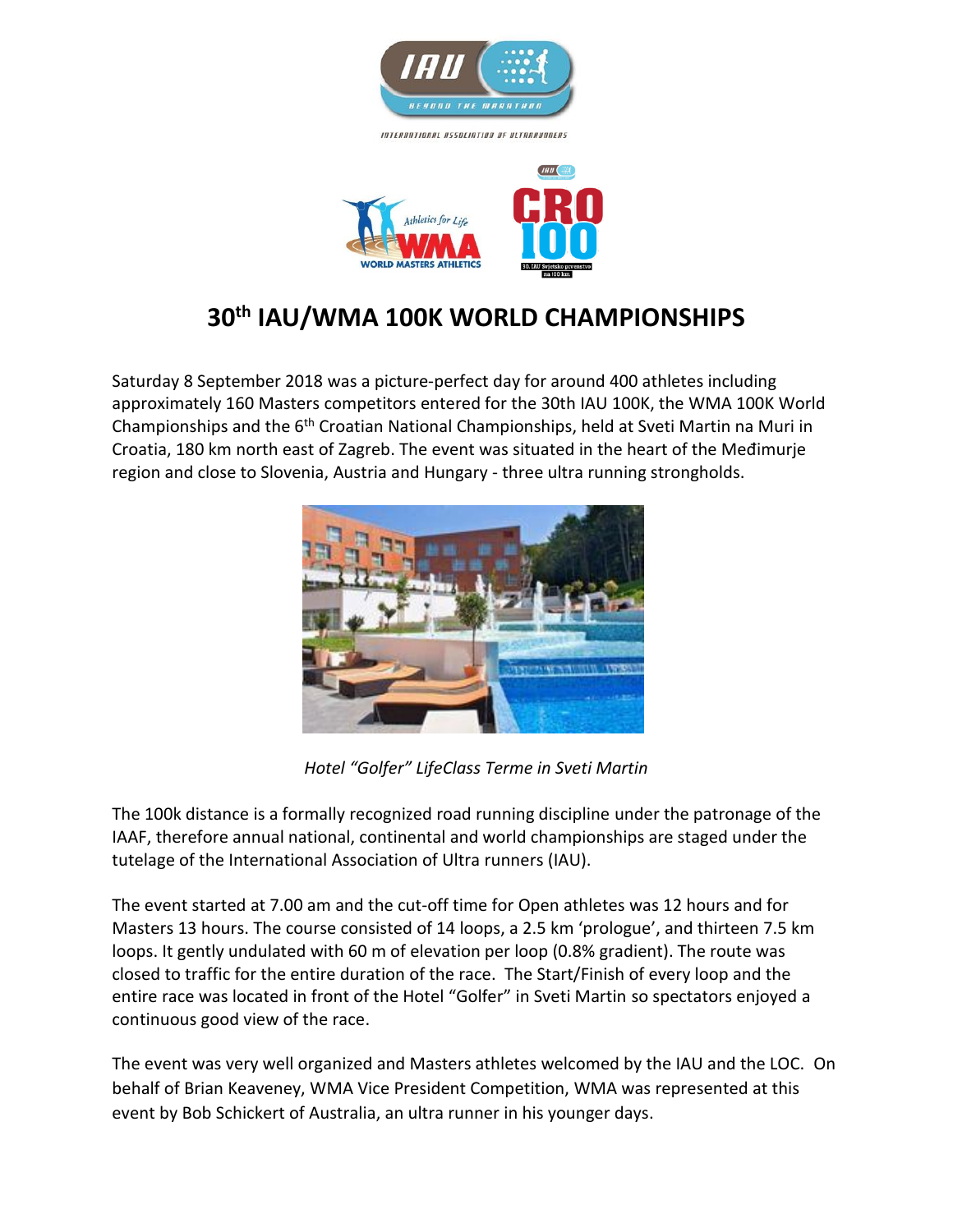# 30th IAU/WMA 100K WORLD CHAMPIONSHIPS

Saturday 8 September 2018 was a picture-perfect day for around 400 athletes including approximately 160 Masters competitors entered for the 30th IAU 100K, the WMA 100K World Championships and the 6th Croatian National Championships, held at Sveti Martin na Muri in Croatia, 180 km north east of Zagreb. The event was situated in the heart of the Međimurje region and close to Slovenia, Austria and Hungary - three ultra running strongholds.

*Hotel "Golfer" LifeClass Terme in Sveti Martin*

The 100k distance is a formally recognized road running discipline under the patronage of the IAAF, therefore annual national, continental and world championships are staged under the tutelage of the International Association of Ultra runners (IAU).

The event started at 7.00 am and the cut-off time for Open athletes was 12 hours and for Masters 13 hours. The course consisted of 14 loops, a 2.5 km 'prologue', and thirteen 7.5 km loops. It gently undulated with 60 m of elevation per loop (0.8% gradient). The route was closed to traffic for the entire duration of the race. The Start/Finish of every loop and the entire race was located in front of the Hotel "Golfer" in Sveti Martin so spectators enjoyed a continuous good view of the race.

The event was very well organized and Masters athletes welcomed by the IAU and the LOC. On behalf of Brian Keaveney, WMA Vice President Competition, WMA was represented at this event by Bob Schickert of Australia, an ultra runner in his younger days.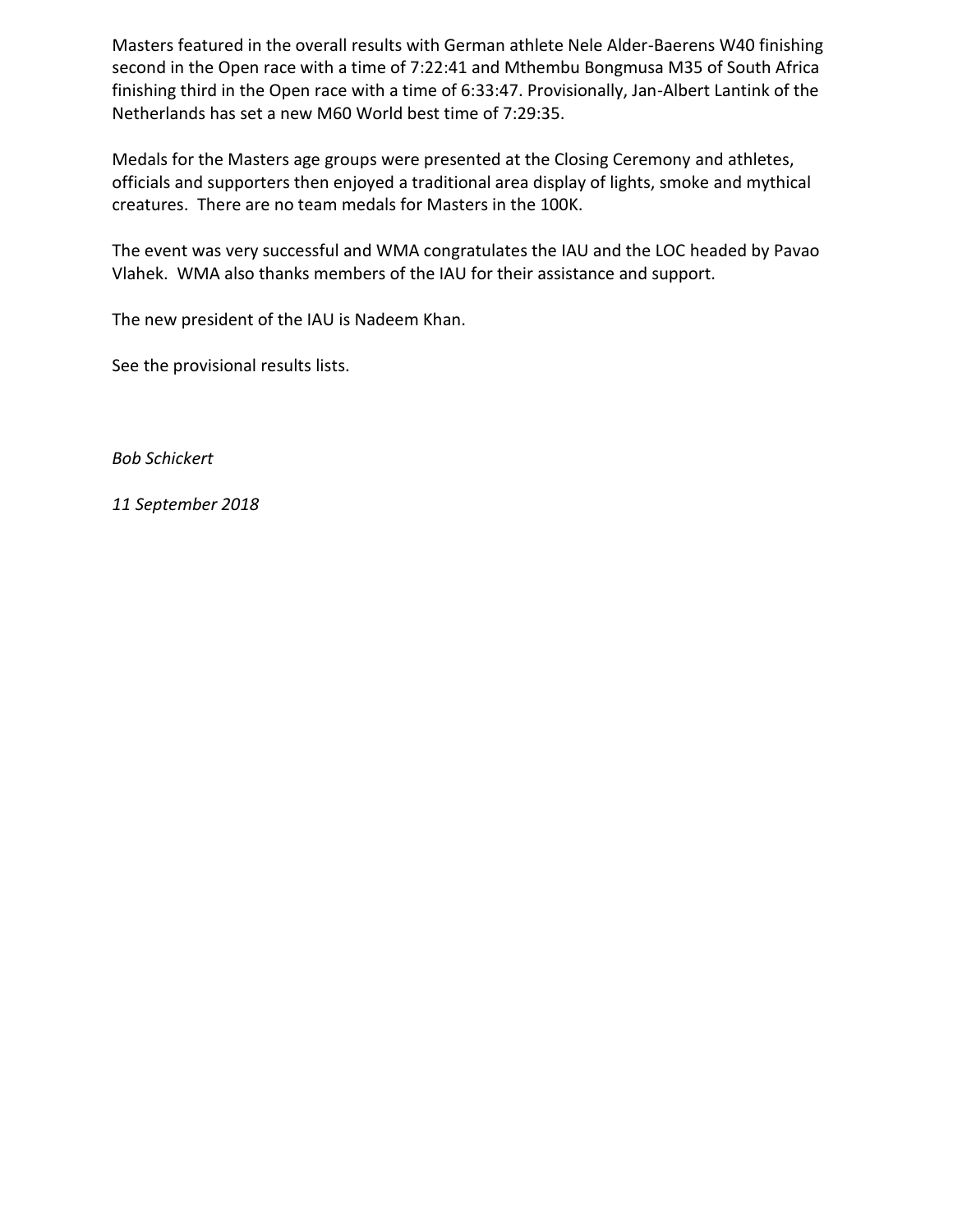Masters featured in the overall results with German athlete Nele Alder-Baerens W40 finishing second in the Open race with a time of 7:22:41 and Mthembu Bongmusa M35 of South Africa finishing third in the Open race with a time of 6:33:47. Provisionally, Jan-Albert Lantink of the Netherlands has set a new M60 World best time of 7:29:35.

Medals for the Masters age groups were presented at the Closing Ceremony and athletes, officials and supporters then enjoyed a traditional area display of lights, smoke and mythical creatures.  There are no team medals for Masters in the 100K.

The event was very successful and WMA congratulates the IAU and the LOC headed by Pavao Vlahek.  WMA also thanks members of the IAU for their assistance and support.

The new president of the IAU is Nadeem Khan.

See the provisional results lists.

*Bob Schickert*

*11 September 2018*